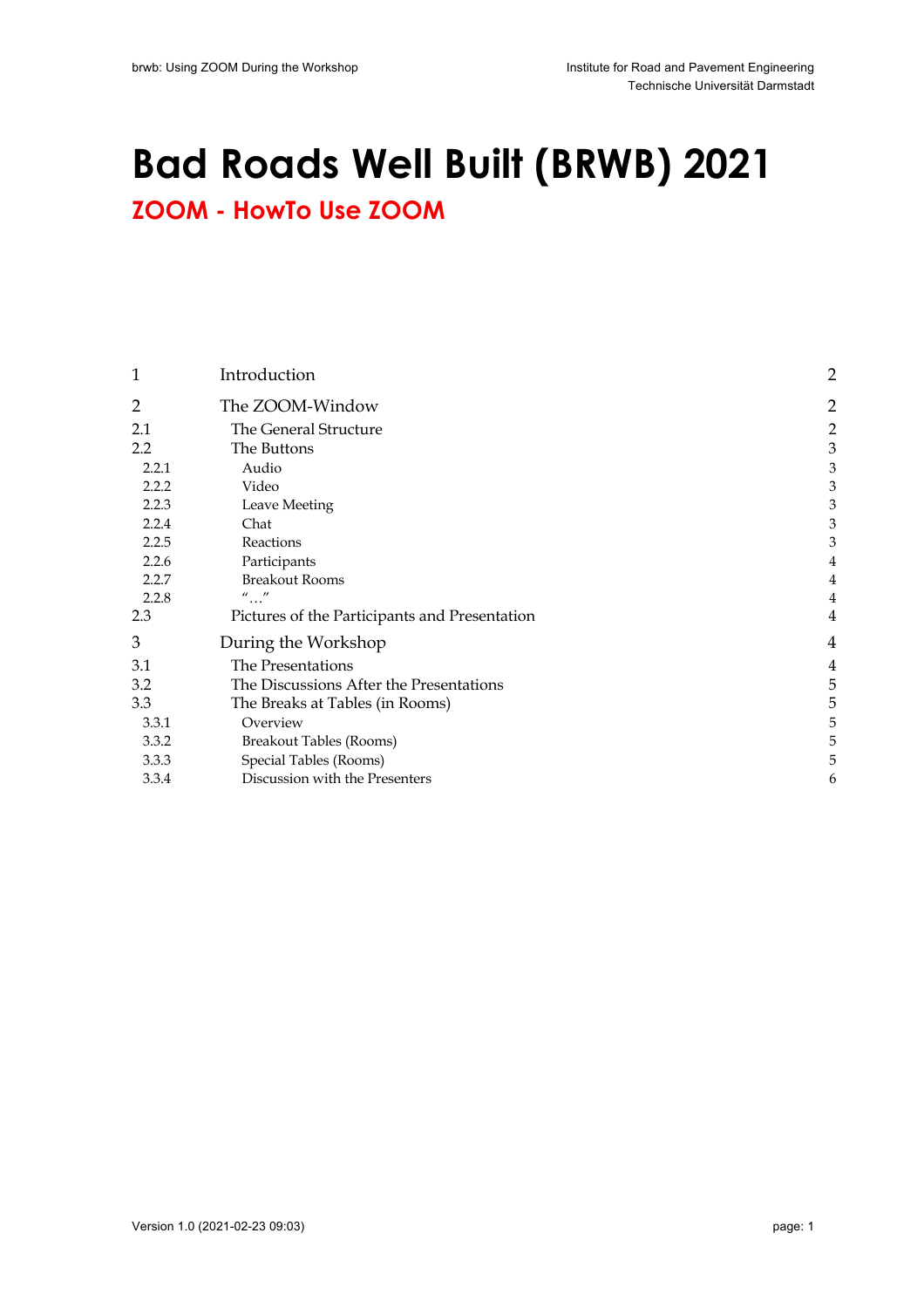# Bad Roads Well Built (BRWB) 2021

## ZOOM - HowTo Use ZOOM

| | | |
|---|---|---|
| 1 | Introduction | 2 |
| 2 | The ZOOM-Window | 2 |
| 2.1 | The General Structure | 2 |
| 2.2 | The Buttons | 3 |
| 2.2.1 | Audio | 3 |
| 2.2.2 | Video | 3 |
| 2.2.3 | Leave Meeting | 3 |
| 2.2.4 | Chat | 3 |
| 2.2.5 | Reactions | 3 |
| 2.2.6 | Participants | 4 |
| 2.2.7 | Breakout Rooms | 4 |
| 2.2.8 | "…" | 4 |
| 2.3 | Pictures of the Participants and Presentation | 4 |
| 3 | During the Workshop | 4 |
| 3.1 | The Presentations | 4 |
| 3.2 | The Discussions After the Presentations | 5 |
| 3.3 | The Breaks at Tables (in Rooms) | 5 |
| 3.3.1 | Overview | 5 |
| 3.3.2 | Breakout Tables (Rooms) | 5 |
| 3.3.3 | Special Tables (Rooms) | 5 |
| 3.3.4 | Discussion with the Presenters | 6 |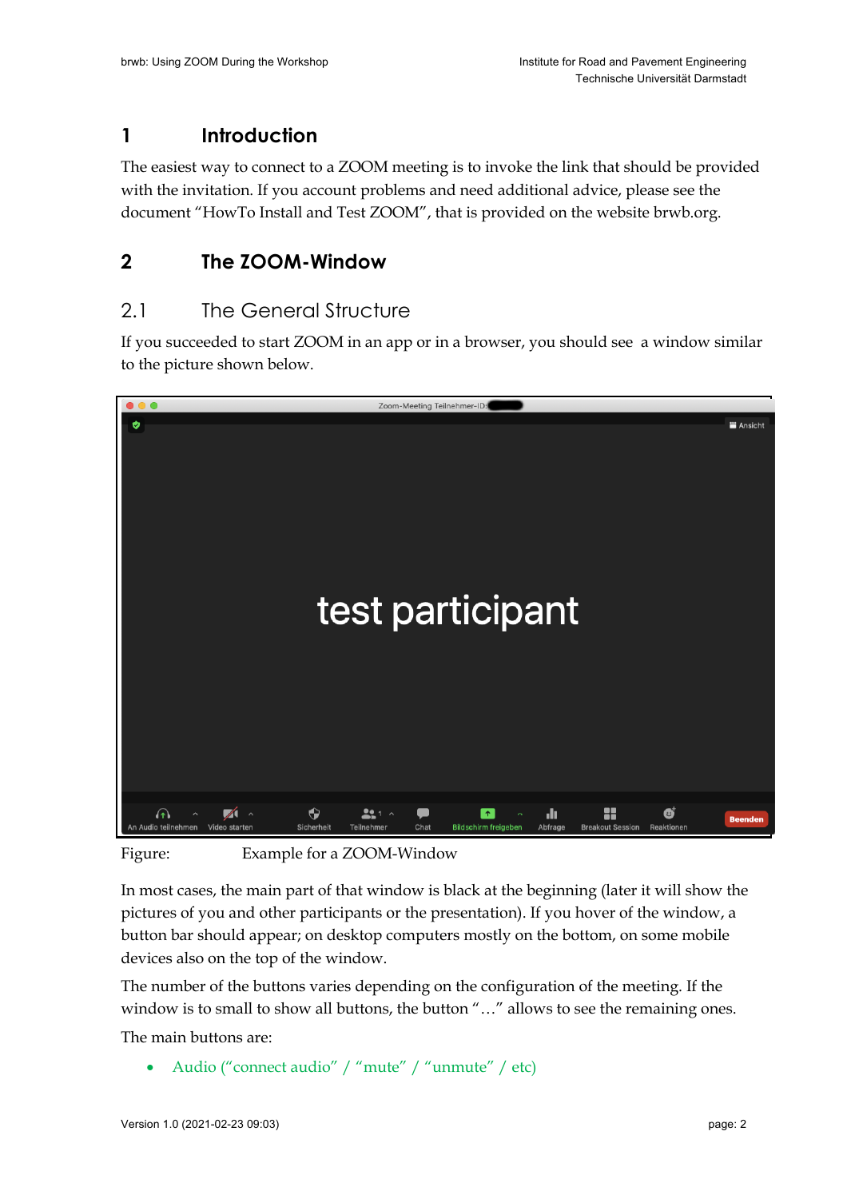# 1 Introduction

The easiest way to connect to a ZOOM meeting is to invoke the link that should be provided with the invitation. If you account problems and need additional advice, please see the document "HowTo Install and Test ZOOM", that is provided on the website brwb.org.

# 2 The ZOOM-Window

## 2.1 The General Structure

If you succeeded to start ZOOM in an app or in a browser, you should see a window similar to the picture shown below.

Figure: Example for a ZOOM-Window

In most cases, the main part of that window is black at the beginning (later it will show the pictures of you and other participants or the presentation). If you hover of the window, a button bar should appear; on desktop computers mostly on the bottom, on some mobile devices also on the top of the window.

The number of the buttons varies depending on the configuration of the meeting. If the window is to small to show all buttons, the button "…" allows to see the remaining ones.

The main buttons are:

- Audio ("connect audio" / "mute" / "unmute" / etc)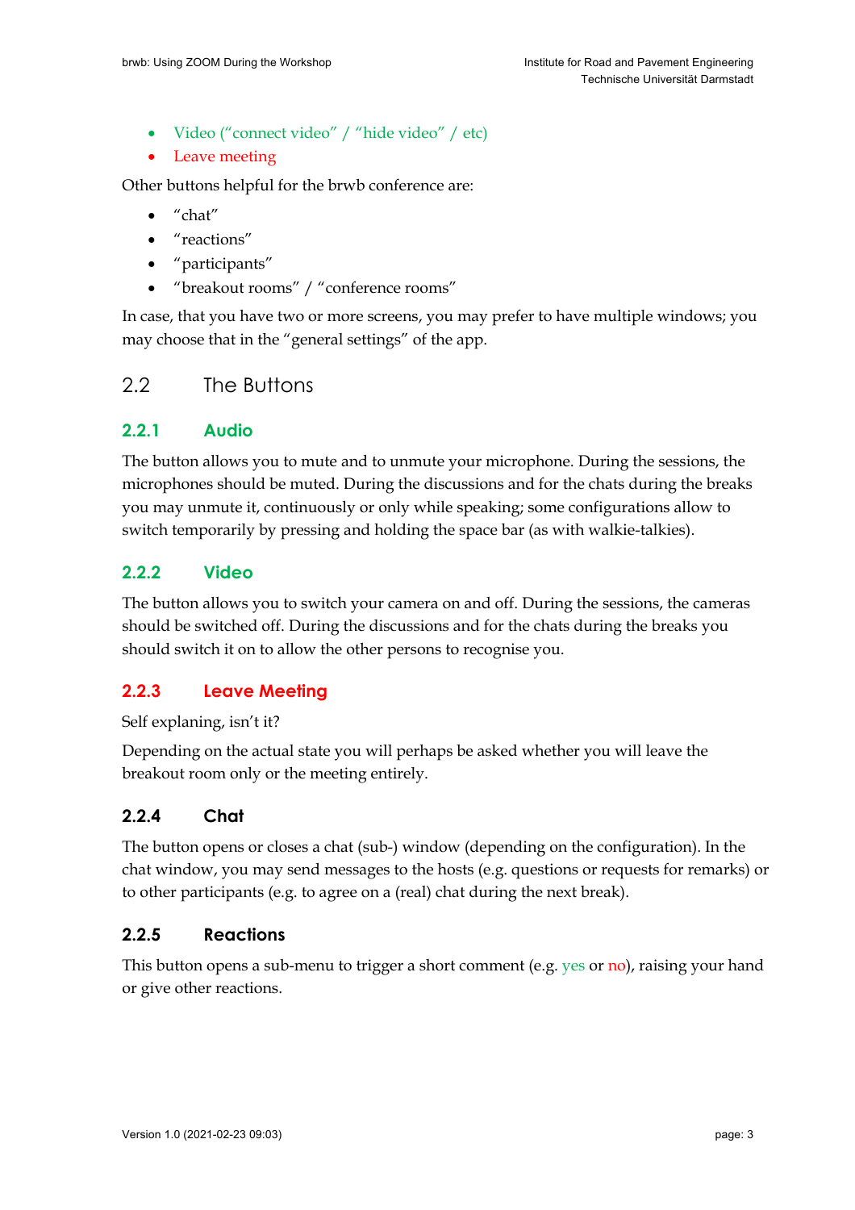- Video (“connect video” / “hide video” / etc)
- Leave meeting

Other buttons helpful for the brwb conference are:

- “chat”
- “reactions”
- “participants”
- “breakout rooms” / “conference rooms”

In case, that you have two or more screens, you may prefer to have multiple windows; you may choose that in the “general settings” of the app.

## 2.2 The Buttons

### 2.2.1 Audio

The button allows you to mute and to unmute your microphone. During the sessions, the microphones should be muted. During the discussions and for the chats during the breaks you may unmute it, continuously or only while speaking; some configurations allow to switch temporarily by pressing and holding the space bar (as with walkie-talkies).

### 2.2.2 Video

The button allows you to switch your camera on and off. During the sessions, the cameras should be switched off. During the discussions and for the chats during the breaks you should switch it on to allow the other persons to recognise you.

### 2.2.3 Leave Meeting

Self explaning, isn’t it?

Depending on the actual state you will perhaps be asked whether you will leave the breakout room only or the meeting entirely.

### 2.2.4 Chat

The button opens or closes a chat (sub-) window (depending on the configuration). In the chat window, you may send messages to the hosts (e.g. questions or requests for remarks) or to other participants (e.g. to agree on a (real) chat during the next break).

### 2.2.5 Reactions

This button opens a sub-menu to trigger a short comment (e.g. yes or no), raising your hand or give other reactions.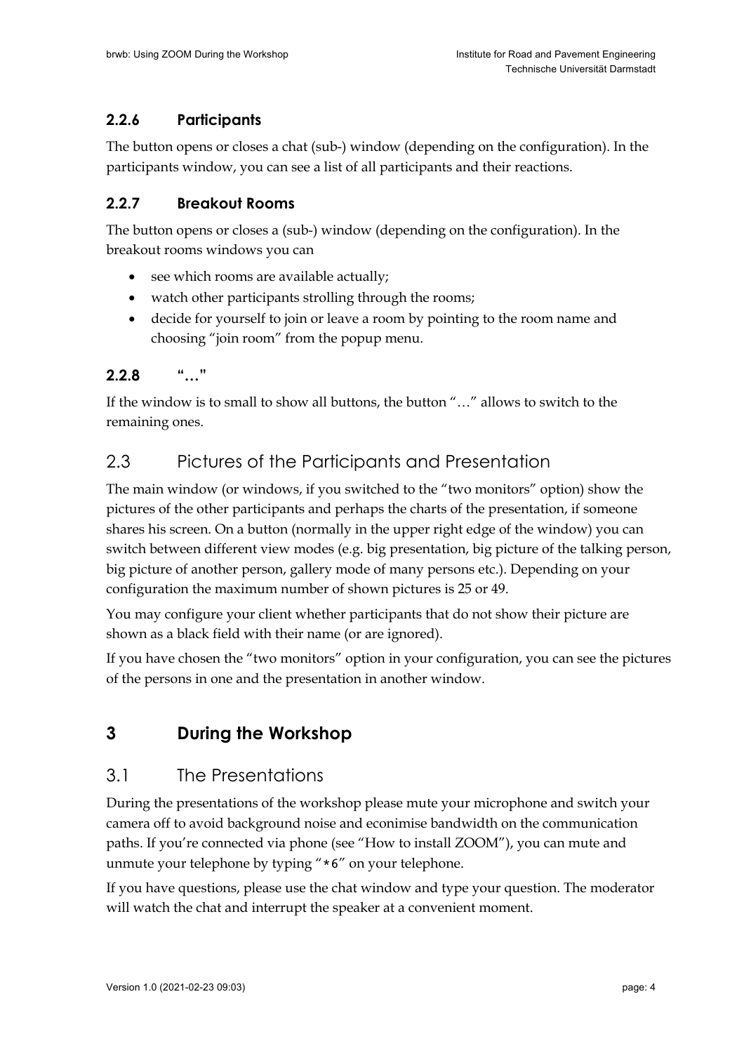### 2.2.6 Participants

The button opens or closes a chat (sub-) window (depending on the configuration). In the participants window, you can see a list of all participants and their reactions.

### 2.2.7 Breakout Rooms

The button opens or closes a (sub-) window (depending on the configuration). In the breakout rooms windows you can

- see which rooms are available actually;
- watch other participants strolling through the rooms;
- decide for yourself to join or leave a room by pointing to the room name and choosing "join room" from the popup menu.

### 2.2.8 "…"

If the window is to small to show all buttons, the button "…" allows to switch to the remaining ones.

## 2.3 Pictures of the Participants and Presentation

The main window (or windows, if you switched to the "two monitors" option) show the pictures of the other participants and perhaps the charts of the presentation, if someone shares his screen. On a button (normally in the upper right edge of the window) you can switch between different view modes (e.g. big presentation, big picture of the talking person, big picture of another person, gallery mode of many persons etc.). Depending on your configuration the maximum number of shown pictures is 25 or 49.

You may configure your client whether participants that do not show their picture are shown as a black field with their name (or are ignored).

If you have chosen the "two monitors" option in your configuration, you can see the pictures of the persons in one and the presentation in another window.

# 3 During the Workshop

## 3.1 The Presentations

During the presentations of the workshop please mute your microphone and switch your camera off to avoid background noise and econimise bandwidth on the communication paths. If you're connected via phone (see "How to install ZOOM"), you can mute and unmute your telephone by typing "`*6`" on your telephone.

If you have questions, please use the chat window and type your question. The moderator will watch the chat and interrupt the speaker at a convenient moment.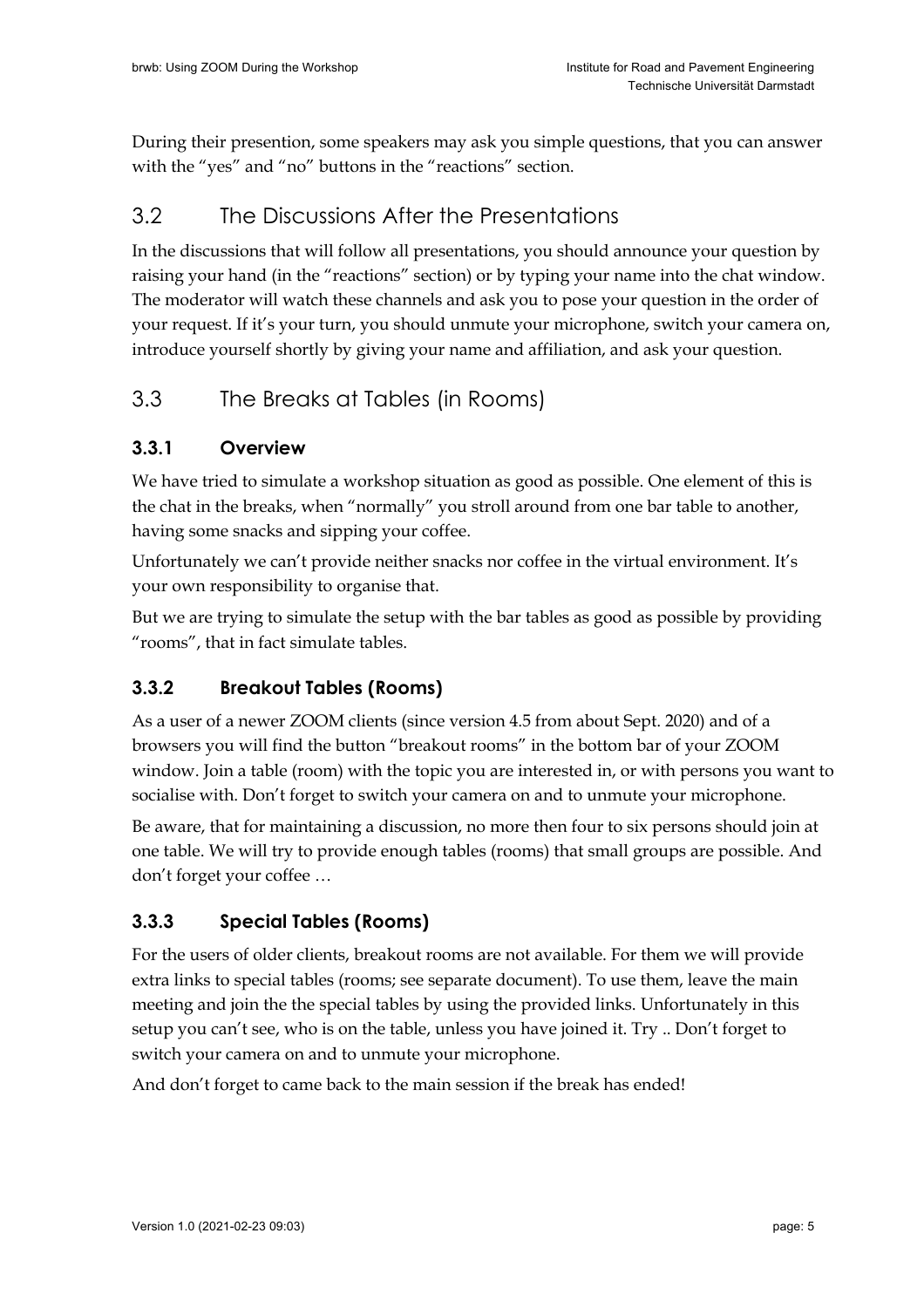During their presention, some speakers may ask you simple questions, that you can answer with the "yes" and "no" buttons in the "reactions" section.

## 3.2 The Discussions After the Presentations

In the discussions that will follow all presentations, you should announce your question by raising your hand (in the "reactions" section) or by typing your name into the chat window. The moderator will watch these channels and ask you to pose your question in the order of your request. If it's your turn, you should unmute your microphone, switch your camera on, introduce yourself shortly by giving your name and affiliation, and ask your question.

## 3.3 The Breaks at Tables (in Rooms)

### 3.3.1 Overview

We have tried to simulate a workshop situation as good as possible. One element of this is the chat in the breaks, when "normally" you stroll around from one bar table to another, having some snacks and sipping your coffee.

Unfortunately we can't provide neither snacks nor coffee in the virtual environment. It's your own responsibility to organise that.

But we are trying to simulate the setup with the bar tables as good as possible by providing "rooms", that in fact simulate tables.

### 3.3.2 Breakout Tables (Rooms)

As a user of a newer ZOOM clients (since version 4.5 from about Sept. 2020) and of a browsers you will find the button "breakout rooms" in the bottom bar of your ZOOM window. Join a table (room) with the topic you are interested in, or with persons you want to socialise with. Don't forget to switch your camera on and to unmute your microphone.

Be aware, that for maintaining a discussion, no more then four to six persons should join at one table. We will try to provide enough tables (rooms) that small groups are possible. And don't forget your coffee …

### 3.3.3 Special Tables (Rooms)

For the users of older clients, breakout rooms are not available. For them we will provide extra links to special tables (rooms; see separate document). To use them, leave the main meeting and join the the special tables by using the provided links. Unfortunately in this setup you can't see, who is on the table, unless you have joined it. Try .. Don't forget to switch your camera on and to unmute your microphone.

And don't forget to came back to the main session if the break has ended!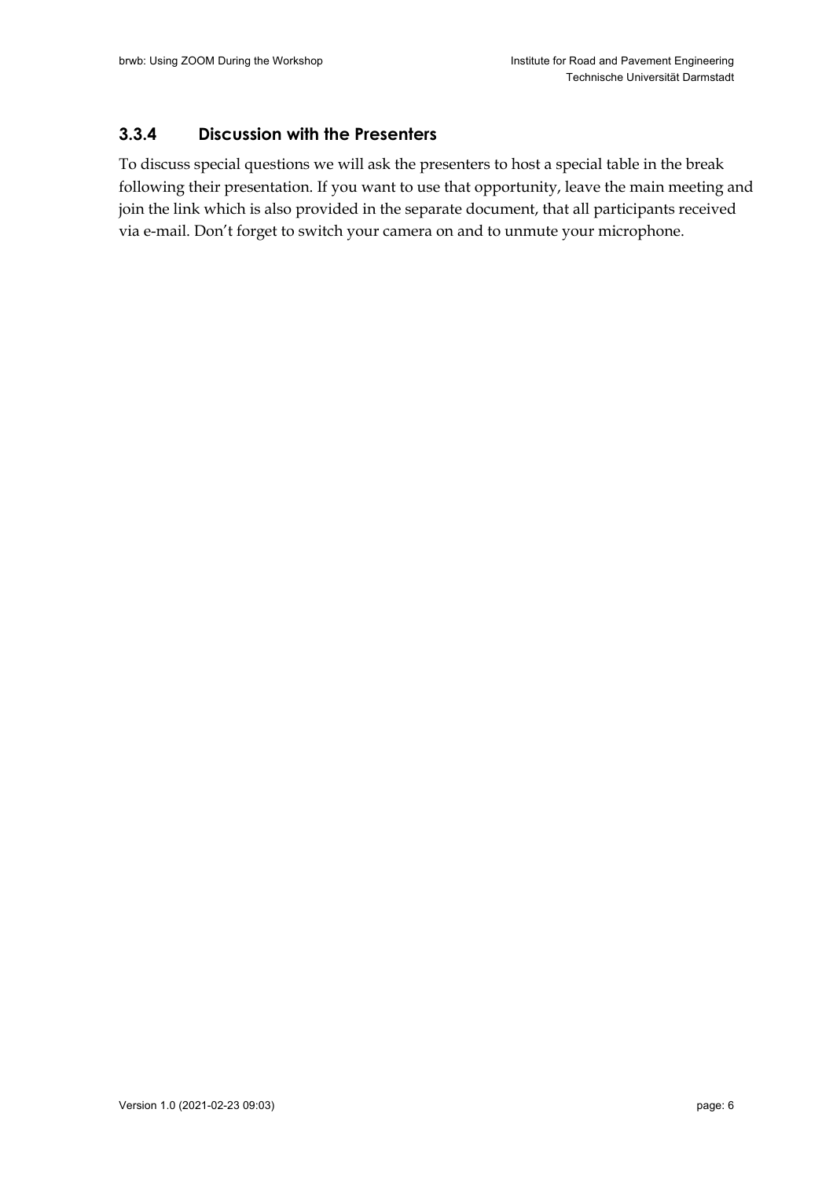### 3.3.4 Discussion with the Presenters

To discuss special questions we will ask the presenters to host a special table in the break following their presentation. If you want to use that opportunity, leave the main meeting and join the link which is also provided in the separate document, that all participants received via e-mail. Don't forget to switch your camera on and to unmute your microphone.